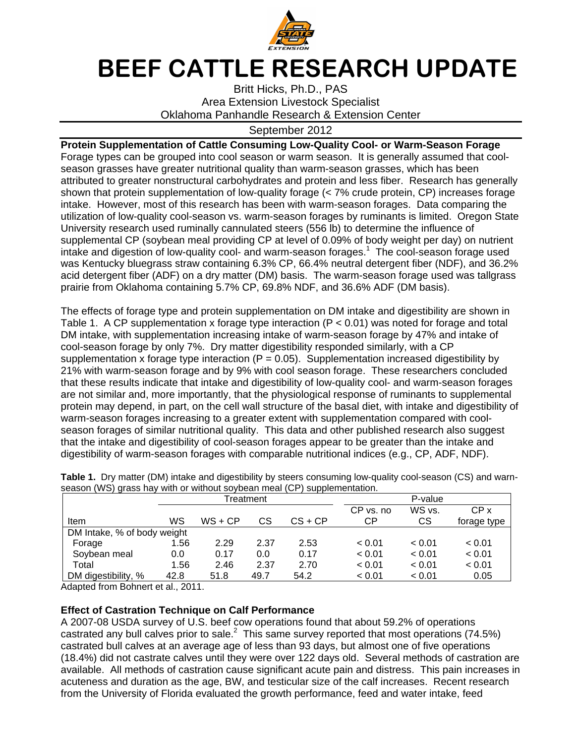# BEEF CATTLE RESEARCH UPDATE

Britt Hicks, Ph.D., PAS
Area Extension Livestock Specialist
Oklahoma Panhandle Research & Extension Center

September 2012

## Protein Supplementation of Cattle Consuming Low-Quality Cool- or Warm-Season Forage

Forage types can be grouped into cool season or warm season. It is generally assumed that cool-season grasses have greater nutritional quality than warm-season grasses, which has been attributed to greater nonstructural carbohydrates and protein and less fiber. Research has generally shown that protein supplementation of low-quality forage (< 7% crude protein, CP) increases forage intake. However, most of this research has been with warm-season forages. Data comparing the utilization of low-quality cool-season vs. warm-season forages by ruminants is limited. Oregon State University research used ruminally cannulated steers (556 lb) to determine the influence of supplemental CP (soybean meal providing CP at level of 0.09% of body weight per day) on nutrient intake and digestion of low-quality cool- and warm-season forages.[1] The cool-season forage used was Kentucky bluegrass straw containing 6.3% CP, 66.4% neutral detergent fiber (NDF), and 36.2% acid detergent fiber (ADF) on a dry matter (DM) basis. The warm-season forage used was tallgrass prairie from Oklahoma containing 5.7% CP, 69.8% NDF, and 36.6% ADF (DM basis).

The effects of forage type and protein supplementation on DM intake and digestibility are shown in Table 1. A CP supplementation x forage type interaction ($P < 0.01$) was noted for forage and total DM intake, with supplementation increasing intake of warm-season forage by 47% and intake of cool-season forage by only 7%. Dry matter digestibility responded similarly, with a CP supplementation x forage type interaction ($P = 0.05$). Supplementation increased digestibility by 21% with warm-season forage and by 9% with cool season forage. These researchers concluded that these results indicate that intake and digestibility of low-quality cool- and warm-season forages are not similar and, more importantly, that the physiological response of ruminants to supplemental protein may depend, in part, on the cell wall structure of the basal diet, with intake and digestibility of warm-season forages increasing to a greater extent with supplementation compared with cool-season forages of similar nutritional quality. This data and other published research also suggest that the intake and digestibility of cool-season forages appear to be greater than the intake and digestibility of warm-season forages with comparable nutritional indices (e.g., CP, ADF, NDF).

**Table 1.** Dry matter (DM) intake and digestibility by steers consuming low-quality cool-season (CS) and warn-season (WS) grass hay with or without soybean meal (CP) supplementation.

| | Treatment | | | | P-value | | |
|---|---|---|---|---|---|---|---|
| Item | WS | WS + CP | CS | CS + CP | CP vs. no CP | WS vs. CS | CP x forage type |
| DM Intake, % of body weight | | | | | | | |
| Forage | 1.56 | 2.29 | 2.37 | 2.53 | < 0.01 | < 0.01 | < 0.01 |
| Soybean meal | 0.0 | 0.17 | 0.0 | 0.17 | < 0.01 | < 0.01 | < 0.01 |
| Total | 1.56 | 2.46 | 2.37 | 2.70 | < 0.01 | < 0.01 | < 0.01 |
| DM digestibility, % | 42.8 | 51.8 | 49.7 | 54.2 | < 0.01 | < 0.01 | 0.05 |

Adapted from Bohnert et al., 2011.

## Effect of Castration Technique on Calf Performance

A 2007-08 USDA survey of U.S. beef cow operations found that about 59.2% of operations castrated any bull calves prior to sale.[2] This same survey reported that most operations (74.5%) castrated bull calves at an average age of less than 93 days, but almost one of five operations (18.4%) did not castrate calves until they were over 122 days old. Several methods of castration are available. All methods of castration cause significant acute pain and distress. This pain increases in acuteness and duration as the age, BW, and testicular size of the calf increases. Recent research from the University of Florida evaluated the growth performance, feed and water intake, feed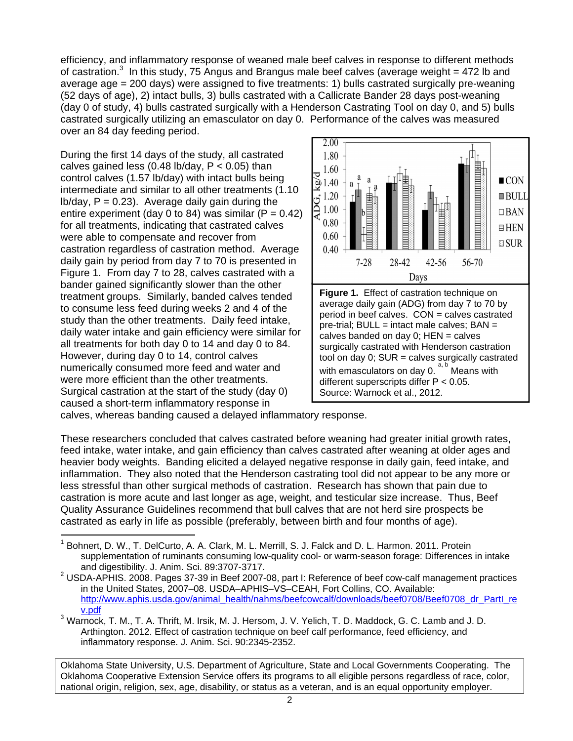efficiency, and inflammatory response of weaned male beef calves in response to different methods of castration.[3] In this study, 75 Angus and Brangus male beef calves (average weight = 472 lb and average age = 200 days) were assigned to five treatments: 1) bulls castrated surgically pre-weaning (52 days of age), 2) intact bulls, 3) bulls castrated with a Callicrate Bander 28 days post-weaning (day 0 of study, 4) bulls castrated surgically with a Henderson Castrating Tool on day 0, and 5) bulls castrated surgically utilizing an emasculator on day 0. Performance of the calves was measured over an 84 day feeding period.

During the first 14 days of the study, all castrated calves gained less (0.48 lb/day, $P < 0.05$) than control calves (1.57 lb/day) with intact bulls being intermediate and similar to all other treatments (1.10 lb/day, $P = 0.23$). Average daily gain during the entire experiment (day 0 to 84) was similar ($P = 0.42$) for all treatments, indicating that castrated calves were able to compensate and recover from castration regardless of castration method. Average daily gain by period from day 7 to 70 is presented in Figure 1. From day 7 to 28, calves castrated with a bander gained significantly slower than the other treatment groups. Similarly, banded calves tended to consume less feed during weeks 2 and 4 of the study than the other treatments. Daily feed intake, daily water intake and gain efficiency were similar for all treatments for both day 0 to 14 and day 0 to 84. However, during day 0 to 14, control calves numerically consumed more feed and water and were more efficient than the other treatments. Surgical castration at the start of the study (day 0) caused a short-term inflammatory response in calves, whereas banding caused a delayed inflammatory response.

ADG, kg/d
2.00
1.80
1.60
1.40
1.20
1.00
0.80
0.60
0.40
a a a a b
7-28 28-42 42-56 56-70
Days
CON BULL BAN HEN SUR

**Figure 1.** Effect of castration technique on average daily gain (ADG) from day 7 to 70 by period in beef calves. CON = calves castrated pre-trial; BULL = intact male calves; BAN = calves banded on day 0; HEN = calves surgically castrated with Henderson castration tool on day 0; SUR = calves surgically castrated with emasculators on day 0. [a, b] Means with different superscripts differ $P < 0.05$. Source: Warnock et al., 2012.

These researchers concluded that calves castrated before weaning had greater initial growth rates, feed intake, water intake, and gain efficiency than calves castrated after weaning at older ages and heavier body weights. Banding elicited a delayed negative response in daily gain, feed intake, and inflammation. They also noted that the Henderson castrating tool did not appear to be any more or less stressful than other surgical methods of castration. Research has shown that pain due to castration is more acute and last longer as age, weight, and testicular size increase. Thus, Beef Quality Assurance Guidelines recommend that bull calves that are not herd sire prospects be castrated as early in life as possible (preferably, between birth and four months of age).

---

[1] Bohnert, D. W., T. DelCurto, A. A. Clark, M. L. Merrill, S. J. Falck and D. L. Harmon. 2011. Protein supplementation of ruminants consuming low-quality cool- or warm-season forage: Differences in intake and digestibility. J. Anim. Sci. 89:3707-3717.

[2] USDA-APHIS. 2008. Pages 37-39 in Beef 2007-08, part I: Reference of beef cow-calf management practices in the United States, 2007–08. USDA–APHIS–VS–CEAH, Fort Collins, CO. Available: http://www.aphis.usda.gov/animal_health/nahms/beefcowcalf/downloads/beef0708/Beef0708_dr_PartI_rev.pdf

[3] Warnock, T. M., T. A. Thrift, M. Irsik, M. J. Hersom, J. V. Yelich, T. D. Maddock, G. C. Lamb and J. D. Arthington. 2012. Effect of castration technique on beef calf performance, feed efficiency, and inflammatory response. J. Anim. Sci. 90:2345-2352.

Oklahoma State University, U.S. Department of Agriculture, State and Local Governments Cooperating. The Oklahoma Cooperative Extension Service offers its programs to all eligible persons regardless of race, color, national origin, religion, sex, age, disability, or status as a veteran, and is an equal opportunity employer.